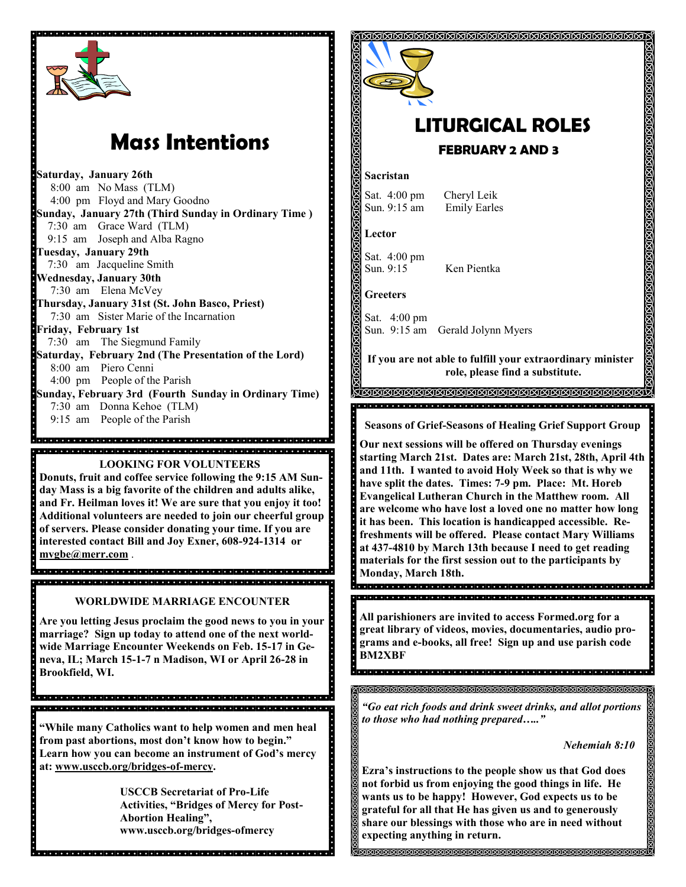# Mass Intentions

**Saturday, January 26th**
8:00 am No Mass (TLM)
4:00 pm Floyd and Mary Goodno
**Sunday, January 27th (Third Sunday in Ordinary Time )**
7:30 am Grace Ward (TLM)
9:15 am Joseph and Alba Ragno
**Tuesday, January 29th**
7:30 am Jacqueline Smith
**Wednesday, January 30th**
7:30 am Elena McVey
**Thursday, January 31st (St. John Basco, Priest)**
7:30 am Sister Marie of the Incarnation
**Friday, February 1st**
7:30 am The Siegmund Family
**Saturday, February 2nd (The Presentation of the Lord)**
8:00 am Piero Cenni
4:00 pm People of the Parish
**Sunday, February 3rd (Fourth Sunday in Ordinary Time)**
7:30 am Donna Kehoe (TLM)
9:15 am People of the Parish

**LOOKING FOR VOLUNTEERS**

**Donuts, fruit and coffee service following the 9:15 AM Sunday Mass is a big favorite of the children and adults alike, and Fr. Heilman loves it! We are sure that you enjoy it too! Additional volunteers are needed to join our cheerful group of servers. Please consider donating your time. If you are interested contact Bill and Joy Exner, 608-924-1314 or mygbe@merr.com** .

**WORLDWIDE MARRIAGE ENCOUNTER**

**Are you letting Jesus proclaim the good news to you in your marriage? Sign up today to attend one of the next worldwide Marriage Encounter Weekends on Feb. 15-17 in Geneva, IL; March 15-1-7 n Madison, WI or April 26-28 in Brookfield, WI.**

**"While many Catholics want to help women and men heal from past abortions, most don't know how to begin." Learn how you can become an instrument of God's mercy at: www.usccb.org/bridges-of-mercy.**

**USCCB Secretariat of Pro-Life Activities, "Bridges of Mercy for Post-Abortion Healing", www.usccb.org/bridges-ofmercy**

# LITURGICAL ROLES

## FEBRUARY 2 AND 3

**Sacristan**

Sat. 4:00 pm Cheryl Leik
Sun. 9:15 am Emily Earles

**Lector**

Sat. 4:00 pm
Sun. 9:15 Ken Pientka

**Greeters**

Sat. 4:00 pm
Sun. 9:15 am Gerald Jolynn Myers

**If you are not able to fulfill your extraordinary minister role, please find a substitute.**

**Seasons of Grief-Seasons of Healing Grief Support Group**

**Our next sessions will be offered on Thursday evenings starting March 21st. Dates are: March 21st, 28th, April 4th and 11th. I wanted to avoid Holy Week so that is why we have split the dates. Times: 7-9 pm. Place: Mt. Horeb Evangelical Lutheran Church in the Matthew room. All are welcome who have lost a loved one no matter how long it has been. This location is handicapped accessible. Refreshments will be offered. Please contact Mary Williams at 437-4810 by March 13th because I need to get reading materials for the first session out to the participants by Monday, March 18th.**

**All parishioners are invited to access Formed.org for a great library of videos, movies, documentaries, audio programs and e-books, all free! Sign up and use parish code BM2XBF**

***"Go eat rich foods and drink sweet drinks, and allot portions to those who had nothing prepared….."***

***Nehemiah 8:10***

**Ezra's instructions to the people show us that God does not forbid us from enjoying the good things in life. He wants us to be happy! However, God expects us to be grateful for all that He has given us and to generously share our blessings with those who are in need without expecting anything in return.**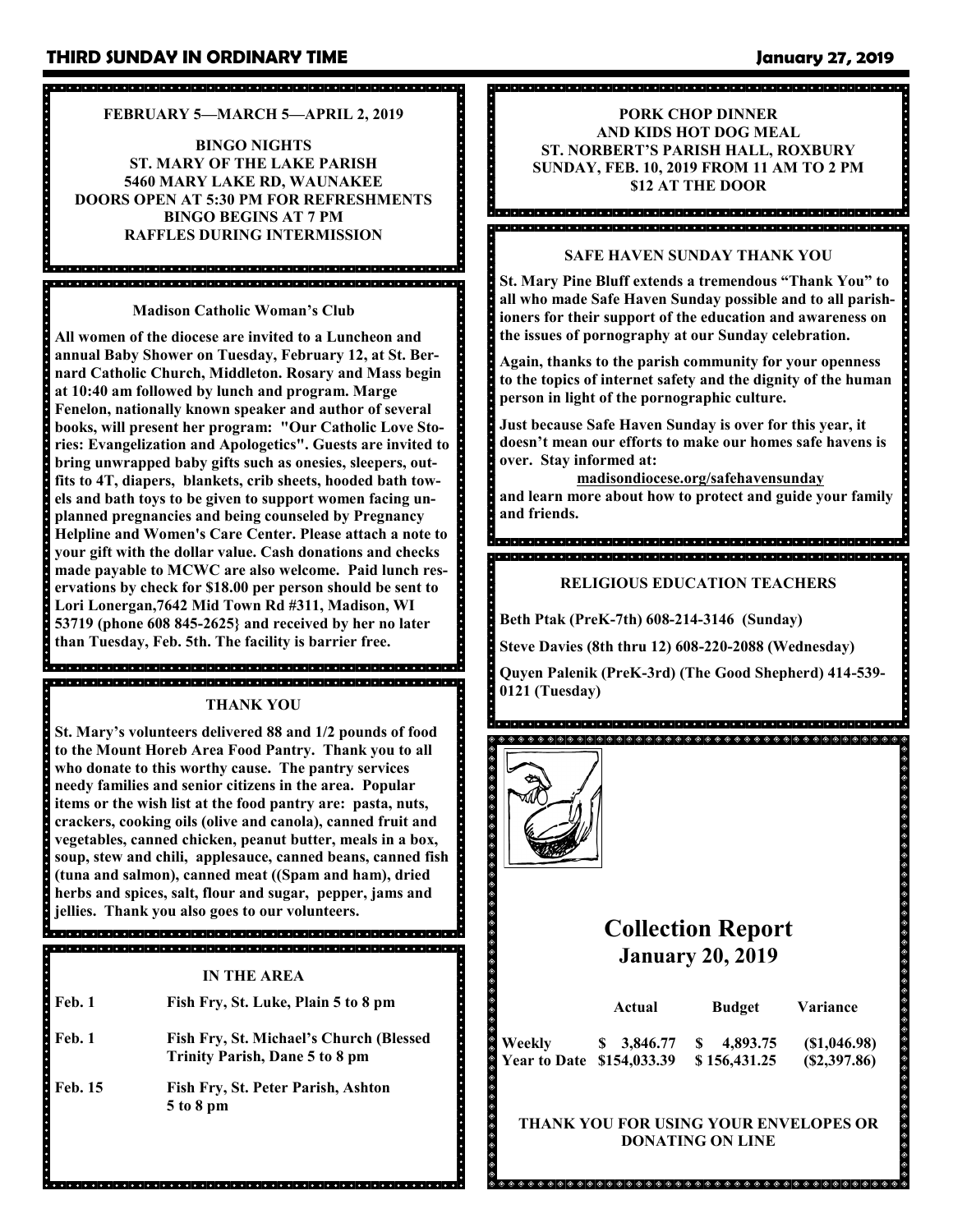**FEBRUARY 5—MARCH 5—APRIL 2, 2019**

**BINGO NIGHTS**
**ST. MARY OF THE LAKE PARISH**
**5460 MARY LAKE RD, WAUNAKEE**
**DOORS OPEN AT 5:30 PM FOR REFRESHMENTS**
**BINGO BEGINS AT 7 PM**
**RAFFLES DURING INTERMISSION**

**Madison Catholic Woman's Club**

**All women of the diocese are invited to a Luncheon and annual Baby Shower on Tuesday, February 12, at St. Bernard Catholic Church, Middleton. Rosary and Mass begin at 10:40 am followed by lunch and program. Marge Fenelon, nationally known speaker and author of several books, will present her program: "Our Catholic Love Stories: Evangelization and Apologetics". Guests are invited to bring unwrapped baby gifts such as onesies, sleepers, outfits to 4T, diapers, blankets, crib sheets, hooded bath towels and bath toys to be given to support women facing unplanned pregnancies and being counseled by Pregnancy Helpline and Women's Care Center. Please attach a note to your gift with the dollar value. Cash donations and checks made payable to MCWC are also welcome. Paid lunch reservations by check for $18.00 per person should be sent to Lori Lonergan,7642 Mid Town Rd #311, Madison, WI 53719 (phone 608 845-2625} and received by her no later than Tuesday, Feb. 5th. The facility is barrier free.**

**THANK YOU**

**St. Mary's volunteers delivered 88 and 1/2 pounds of food to the Mount Horeb Area Food Pantry. Thank you to all who donate to this worthy cause. The pantry services needy families and senior citizens in the area. Popular items or the wish list at the food pantry are: pasta, nuts, crackers, cooking oils (olive and canola), canned fruit and vegetables, canned chicken, peanut butter, meals in a box, soup, stew and chili, applesauce, canned beans, canned fish (tuna and salmon), canned meat ((Spam and ham), dried herbs and spices, salt, flour and sugar, pepper, jams and jellies. Thank you also goes to our volunteers.**

**IN THE AREA**

| | |
|---|---|
| **Feb. 1** | **Fish Fry, St. Luke, Plain 5 to 8 pm** |
| **Feb. 1** | **Fish Fry, St. Michael's Church (Blessed Trinity Parish, Dane 5 to 8 pm** |
| **Feb. 15** | **Fish Fry, St. Peter Parish, Ashton 5 to 8 pm** |

**PORK CHOP DINNER**
**AND KIDS HOT DOG MEAL**
**ST. NORBERT'S PARISH HALL, ROXBURY**
**SUNDAY, FEB. 10, 2019 FROM 11 AM TO 2 PM**
**$12 AT THE DOOR**

**SAFE HAVEN SUNDAY THANK YOU**

**St. Mary Pine Bluff extends a tremendous "Thank You" to all who made Safe Haven Sunday possible and to all parishioners for their support of the education and awareness on the issues of pornography at our Sunday celebration.**

**Again, thanks to the parish community for your openness to the topics of internet safety and the dignity of the human person in light of the pornographic culture.**

**Just because Safe Haven Sunday is over for this year, it doesn't mean our efforts to make our homes safe havens is over. Stay informed at:**

**madisondiocese.org/safehavensunday**

**and learn more about how to protect and guide your family and friends.**

**RELIGIOUS EDUCATION TEACHERS**

**Beth Ptak (PreK-7th) 608-214-3146 (Sunday)**

**Steve Davies (8th thru 12) 608-220-2088 (Wednesday)**

**Quyen Palenik (PreK-3rd) (The Good Shepherd) 414-539-0121 (Tuesday)**

## Collection Report
### January 20, 2019

| | Actual | Budget | Variance |
|---|---|---|---|
| Weekly | $ 3,846.77 | $ 4,893.75 | ($1,046.98) |
| Year to Date | $154,033.39 | $ 156,431.25 | ($2,397.86) |

**THANK YOU FOR USING YOUR ENVELOPES OR DONATING ON LINE**